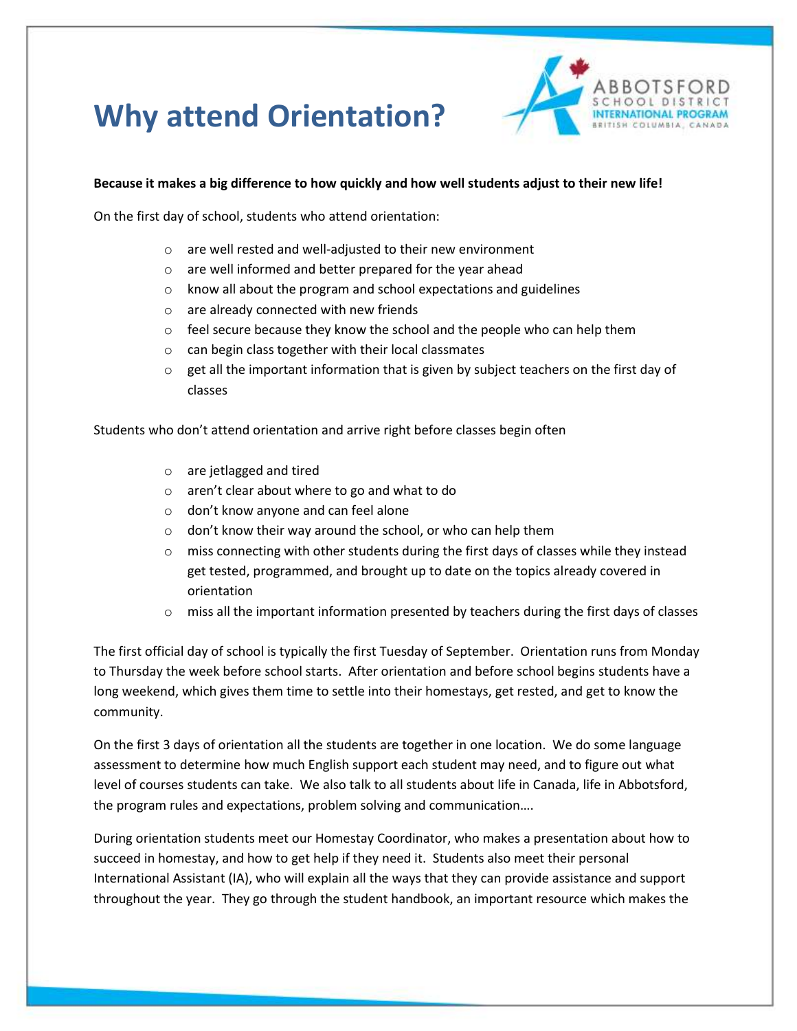# Why attend Orientation?

**Because it makes a big difference to how quickly and how well students adjust to their new life!**

On the first day of school, students who attend orientation:

- are well rested and well-adjusted to their new environment
- are well informed and better prepared for the year ahead
- know all about the program and school expectations and guidelines
- are already connected with new friends
- feel secure because they know the school and the people who can help them
- can begin class together with their local classmates
- get all the important information that is given by subject teachers on the first day of classes

Students who don't attend orientation and arrive right before classes begin often

- are jetlagged and tired
- aren't clear about where to go and what to do
- don't know anyone and can feel alone
- don't know their way around the school, or who can help them
- miss connecting with other students during the first days of classes while they instead get tested, programmed, and brought up to date on the topics already covered in orientation
- miss all the important information presented by teachers during the first days of classes

The first official day of school is typically the first Tuesday of September. Orientation runs from Monday to Thursday the week before school starts. After orientation and before school begins students have a long weekend, which gives them time to settle into their homestays, get rested, and get to know the community.

On the first 3 days of orientation all the students are together in one location. We do some language assessment to determine how much English support each student may need, and to figure out what level of courses students can take. We also talk to all students about life in Canada, life in Abbotsford, the program rules and expectations, problem solving and communication….

During orientation students meet our Homestay Coordinator, who makes a presentation about how to succeed in homestay, and how to get help if they need it. Students also meet their personal International Assistant (IA), who will explain all the ways that they can provide assistance and support throughout the year. They go through the student handbook, an important resource which makes the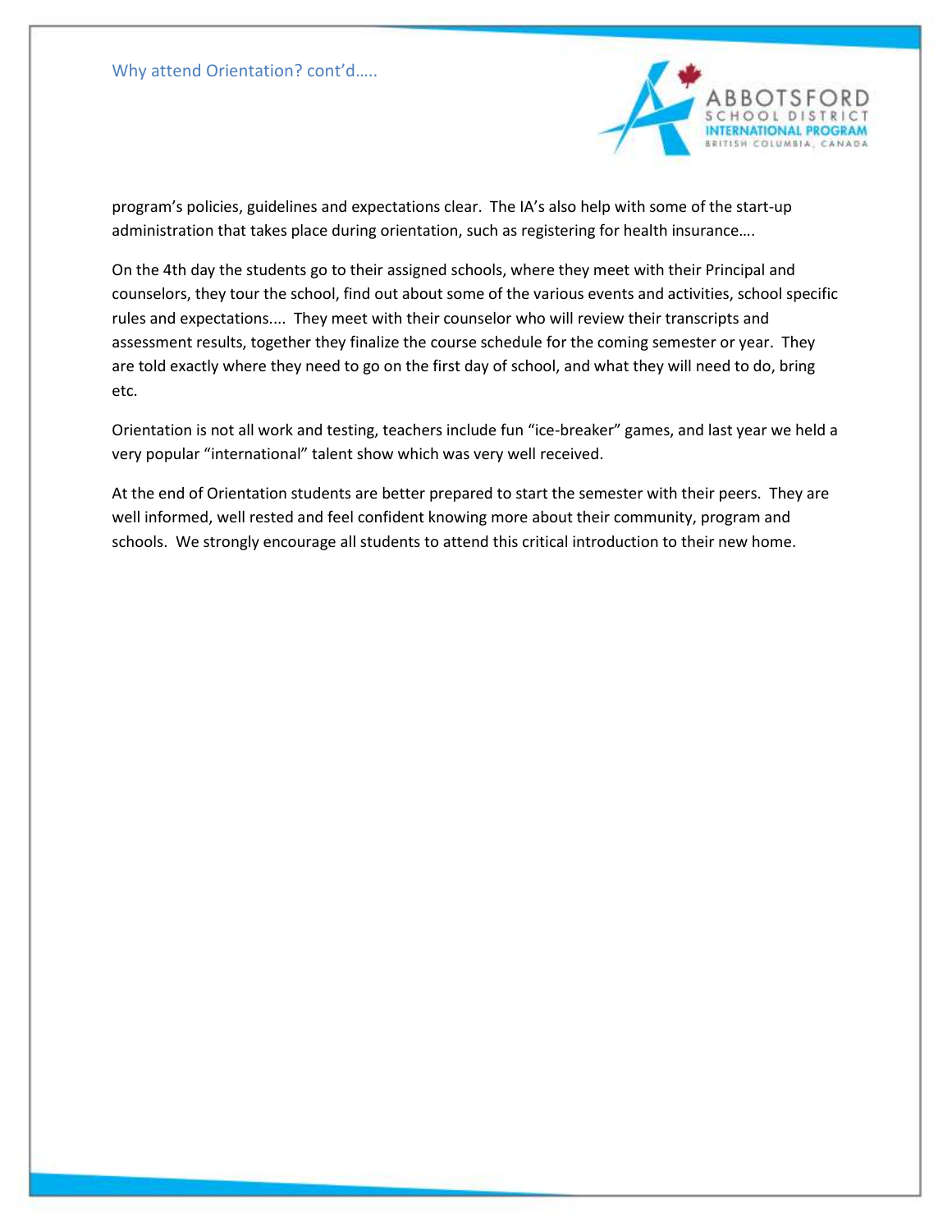Why attend Orientation? cont'd…..

program's policies, guidelines and expectations clear. The IA's also help with some of the start-up administration that takes place during orientation, such as registering for health insurance….

On the 4th day the students go to their assigned schools, where they meet with their Principal and counselors, they tour the school, find out about some of the various events and activities, school specific rules and expectations.... They meet with their counselor who will review their transcripts and assessment results, together they finalize the course schedule for the coming semester or year. They are told exactly where they need to go on the first day of school, and what they will need to do, bring etc.

Orientation is not all work and testing, teachers include fun "ice-breaker" games, and last year we held a very popular "international" talent show which was very well received.

At the end of Orientation students are better prepared to start the semester with their peers. They are well informed, well rested and feel confident knowing more about their community, program and schools. We strongly encourage all students to attend this critical introduction to their new home.